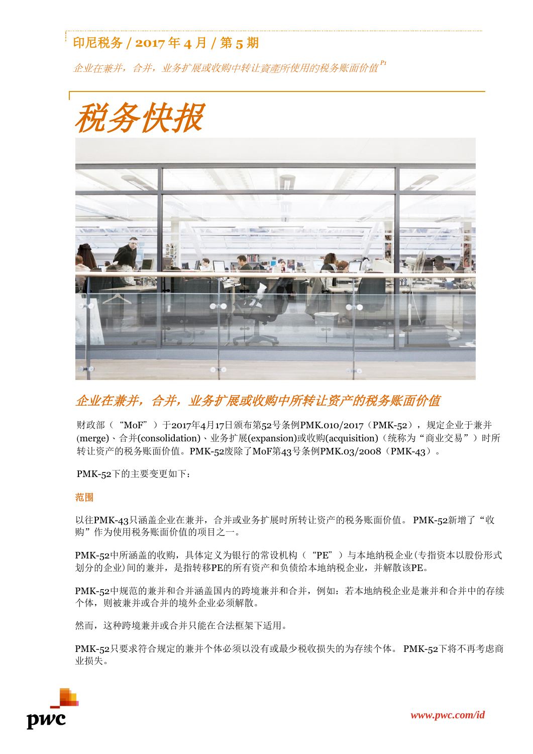印尼税务 / 2017 年 4 月 / 第 5 期

*企业在兼并，合并，业务扩展或收购中转让資產所使用的税务账面价值*

# 税务快报

## 企业在兼并，合并，业务扩展或收购中所转让资产的税务账面价值

财政部（ “MoF” ）于2017年4月17日颁布第52号条例PMK.010/2017（PMK-52），规定企业于兼并(merge)、合并(consolidation)、业务扩展(expansion)或收购(acquisition)（统称为“商业交易”）时所转让资产的税务账面价值。PMK-52废除了MoF第43号条例PMK.03/2008（PMK-43）。

PMK-52下的主要变更如下：

### 范围

以往PMK-43只涵盖企业在兼并，合并或业务扩展时所转让资产的税务账面价值。 PMK-52新增了“收购”作为使用税务账面价值的项目之一。

PMK-52中所涵盖的收购，具体定义为银行的常设机构（ “PE” ）与本地纳税企业(专指资本以股份形式划分的企业)间的兼并，是指转移PE的所有资产和负债给本地纳税企业，并解散该PE。

PMK-52中规范的兼并和合并涵盖国内的跨境兼并和合并，例如：若本地纳税企业是兼并和合并中的存续个体，则被兼并或合并的境外企业必须解散。

然而，这种跨境兼并或合并只能在合法框架下适用。

PMK-52只要求符合规定的兼并个体必须以没有或最少税收损失的为存续个体。 PMK-52下将不再考虑商业损失。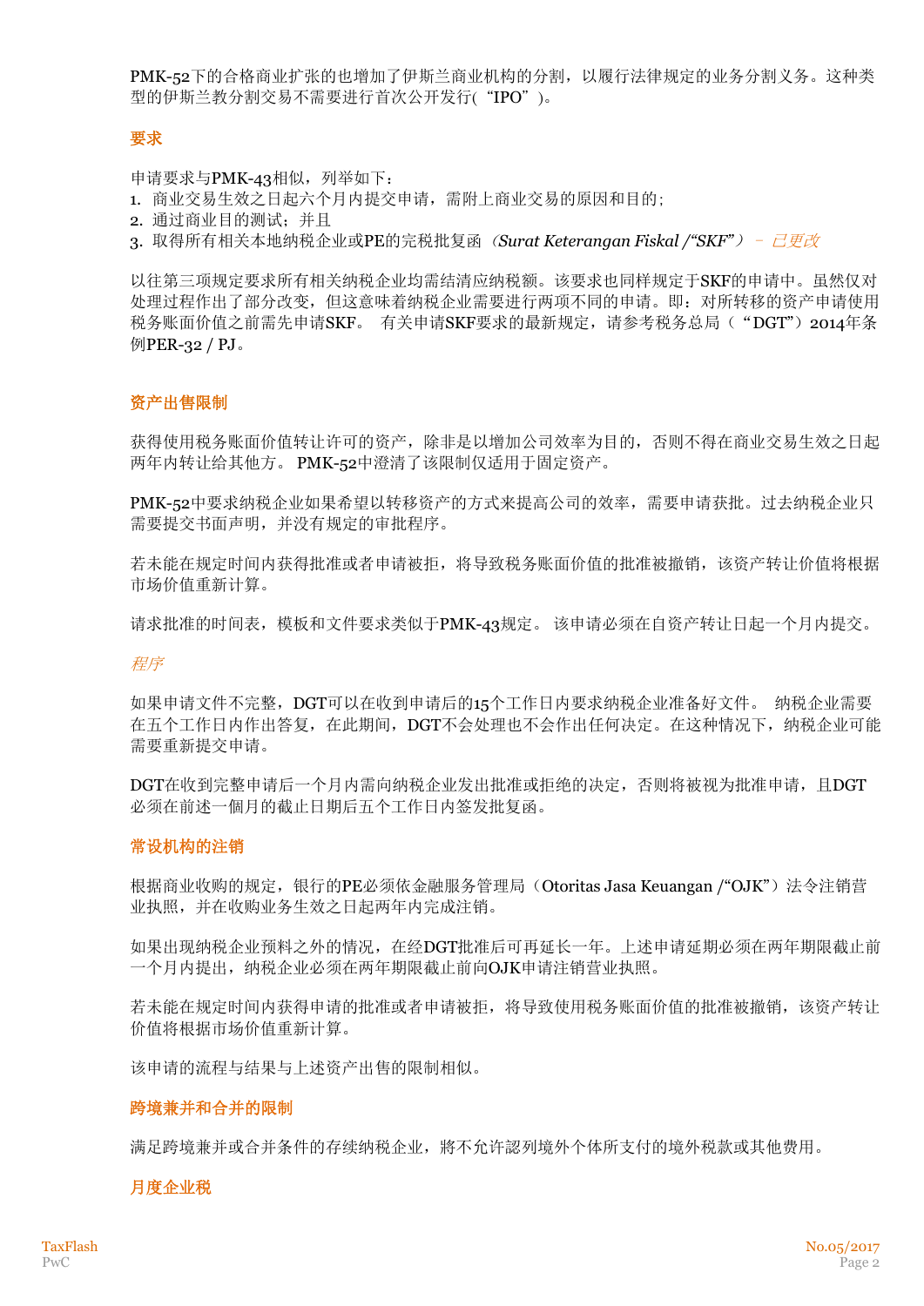PMK-52下的合格商业扩张的也增加了伊斯兰商业机构的分割，以履行法律规定的业务分割义务。这种类型的伊斯兰教分割交易不需要进行首次公开发行(“IPO”)。

## 要求

申请要求与PMK-43相似，列举如下：

1. 商业交易生效之日起六个月内提交申请，需附上商业交易的原因和目的；
2. 通过商业目的测试；并且
3. 取得所有相关本地纳税企业或PE的完税批复函（*Surat Keterangan Fiskal /“SKF”*）*– 已更改*

以往第三项规定要求所有相关纳税企业均需结清应纳税额。该要求也同样规定于SKF的申请中。虽然仅对处理过程作出了部分改变，但这意味着纳税企业需要进行两项不同的申请。即：对所转移的资产申请使用税务账面价值之前需先申请SKF。 有关申请SKF要求的最新规定，请参考税务总局（“DGT”）2014年条例PER-32 / PJ。

## 资产出售限制

获得使用税务账面价值转让许可的资产，除非是以增加公司效率为目的，否则不得在商业交易生效之日起两年内转让给其他方。 PMK-52中澄清了该限制仅适用于固定资产。

PMK-52中要求纳税企业如果希望以转移资产的方式来提高公司的效率，需要申请获批。过去纳税企业只需要提交书面声明，并没有规定的审批程序。

若未能在规定时间内获得批准或者申请被拒，将导致税务账面价值的批准被撤销，该资产转让价值将根据市场价值重新计算。

请求批准的时间表，模板和文件要求类似于PMK-43规定。 该申请必须在自资产转让日起一个月内提交。

*程序*

如果申请文件不完整，DGT可以在收到申请后的15个工作日内要求纳税企业准备好文件。 纳税企业需要在五个工作日内作出答复，在此期间，DGT不会处理也不会作出任何决定。在这种情况下，纳税企业可能需要重新提交申请。

DGT在收到完整申请后一个月内需向纳税企业发出批准或拒绝的决定，否则将被视为批准申请，且DGT必须在前述一個月的截止日期后五个工作日内签发批复函。

## 常设机构的注销

根据商业收购的规定，银行的PE必须依金融服务管理局（Otoritas Jasa Keuangan /“OJK”）法令注销营业执照，并在收购业务生效之日起两年内完成注销。

如果出现纳税企业预料之外的情况，在经DGT批准后可再延长一年。上述申请延期必须在两年期限截止前一个月内提出，纳税企业必须在两年期限截止前向OJK申请注销营业执照。

若未能在规定时间内获得申请的批准或者申请被拒，将导致使用税务账面价值的批准被撤销，该资产转让价值将根据市场价值重新计算。

该申请的流程与结果与上述资产出售的限制相似。

## 跨境兼并和合并的限制

满足跨境兼并或合并条件的存续纳税企业，将不允许認列境外个体所支付的境外税款或其他费用。

## 月度企业税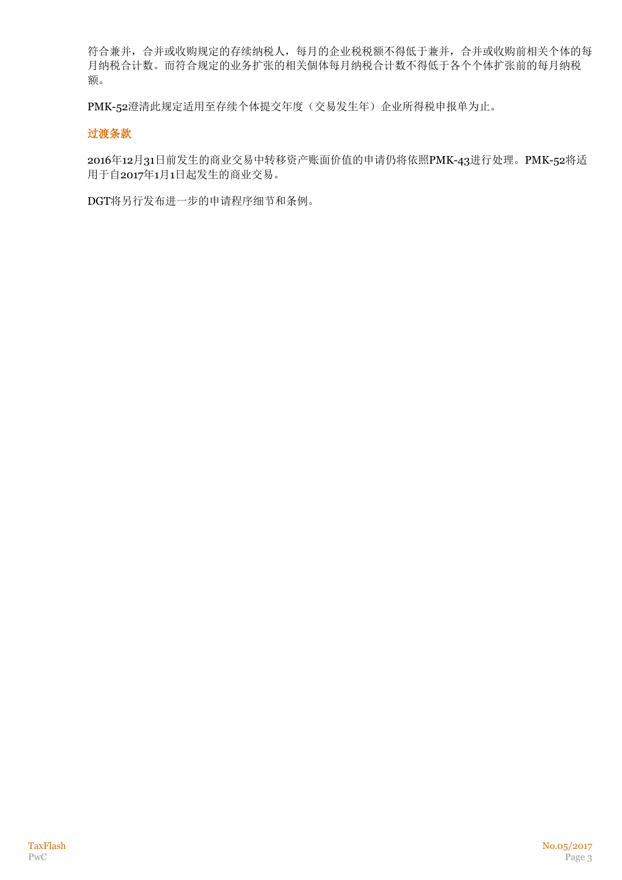符合兼并，合并或收购规定的存续纳税人，每月的企业税税额不得低于兼并，合并或收购前相关个体的每月纳税合计数。而符合规定的业务扩张的相关個体每月纳税合计数不得低于各个个体扩张前的每月纳税额。

PMK-52澄清此规定适用至存续个体提交年度（交易发生年）企业所得税申报单为止。

### 过渡条款

2016年12月31日前发生的商业交易中转移资产账面价值的申请仍将依照PMK-43进行处理。PMK-52将适用于自2017年1月1日起发生的商业交易。

DGT将另行发布进一步的申请程序细节和条例。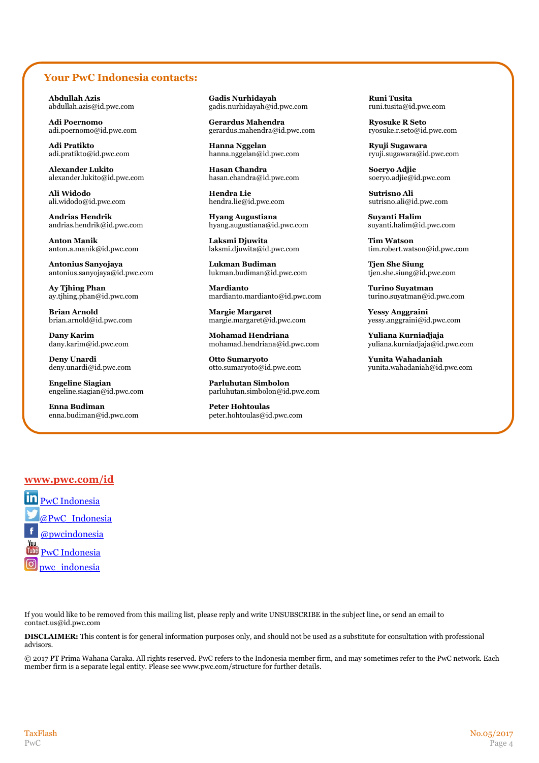## Your PwC Indonesia contacts:

**Abdullah Azis**
abdullah.azis@id.pwc.com

**Adi Poernomo**
adi.poernomo@id.pwc.com

**Adi Pratikto**
adi.pratikto@id.pwc.com

**Alexander Lukito**
alexander.lukito@id.pwc.com

**Ali Widodo**
ali.widodo@id.pwc.com

**Andrias Hendrik**
andrias.hendrik@id.pwc.com

**Anton Manik**
anton.a.manik@id.pwc.com

**Antonius Sanyojaya**
antonius.sanyojaya@id.pwc.com

**Ay Tjhing Phan**
ay.tjhing.phan@id.pwc.com

**Brian Arnold**
brian.arnold@id.pwc.com

**Dany Karim**
dany.karim@id.pwc.com

**Deny Unardi**
deny.unardi@id.pwc.com

**Engeline Siagian**
engeline.siagian@id.pwc.com

**Enna Budiman**
enna.budiman@id.pwc.com

**Gadis Nurhidayah**
gadis.nurhidayah@id.pwc.com

**Gerardus Mahendra**
gerardus.mahendra@id.pwc.com

**Hanna Nggelan**
hanna.nggelan@id.pwc.com

**Hasan Chandra**
hasan.chandra@id.pwc.com

**Hendra Lie**
hendra.lie@id.pwc.com

**Hyang Augustiana**
hyang.augustiana@id.pwc.com

**Laksmi Djuwita**
laksmi.djuwita@id.pwc.com

**Lukman Budiman**
lukman.budiman@id.pwc.com

**Mardianto**
mardianto.mardianto@id.pwc.com

**Margie Margaret**
margie.margaret@id.pwc.com

**Mohamad Hendriana**
mohamad.hendriana@id.pwc.com

**Otto Sumaryoto**
otto.sumaryoto@id.pwc.com

**Parluhutan Simbolon**
parluhutan.simbolon@id.pwc.com

**Peter Hohtoulas**
peter.hohtoulas@id.pwc.com

**Runi Tusita**
runi.tusita@id.pwc.com

**Ryosuke R Seto**
ryosuke.r.seto@id.pwc.com

**Ryuji Sugawara**
ryuji.sugawara@id.pwc.com

**Soeryo Adjie**
soeryo.adjie@id.pwc.com

**Sutrisno Ali**
sutrisno.ali@id.pwc.com

**Suyanti Halim**
suyanti.halim@id.pwc.com

**Tim Watson**
tim.robert.watson@id.pwc.com

**Tjen She Siung**
tjen.she.siung@id.pwc.com

**Turino Suyatman**
turino.suyatman@id.pwc.com

**Yessy Anggraini**
yessy.anggraini@id.pwc.com

**Yuliana Kurniadjaja**
yuliana.kurniadjaja@id.pwc.com

**Yunita Wahadaniah**
yunita.wahadaniah@id.pwc.com

**www.pwc.com/id**

PwC Indonesia

@PwC_Indonesia

@pwcindonesia

PwC Indonesia

pwc_indonesia

If you would like to be removed from this mailing list, please reply and write UNSUBSCRIBE in the subject line, or send an email to contact.us@id.pwc.com

**DISCLAIMER:** This content is for general information purposes only, and should not be used as a substitute for consultation with professional advisors.

© 2017 PT Prima Wahana Caraka. All rights reserved. PwC refers to the Indonesia member firm, and may sometimes refer to the PwC network. Each member firm is a separate legal entity. Please see www.pwc.com/structure for further details.